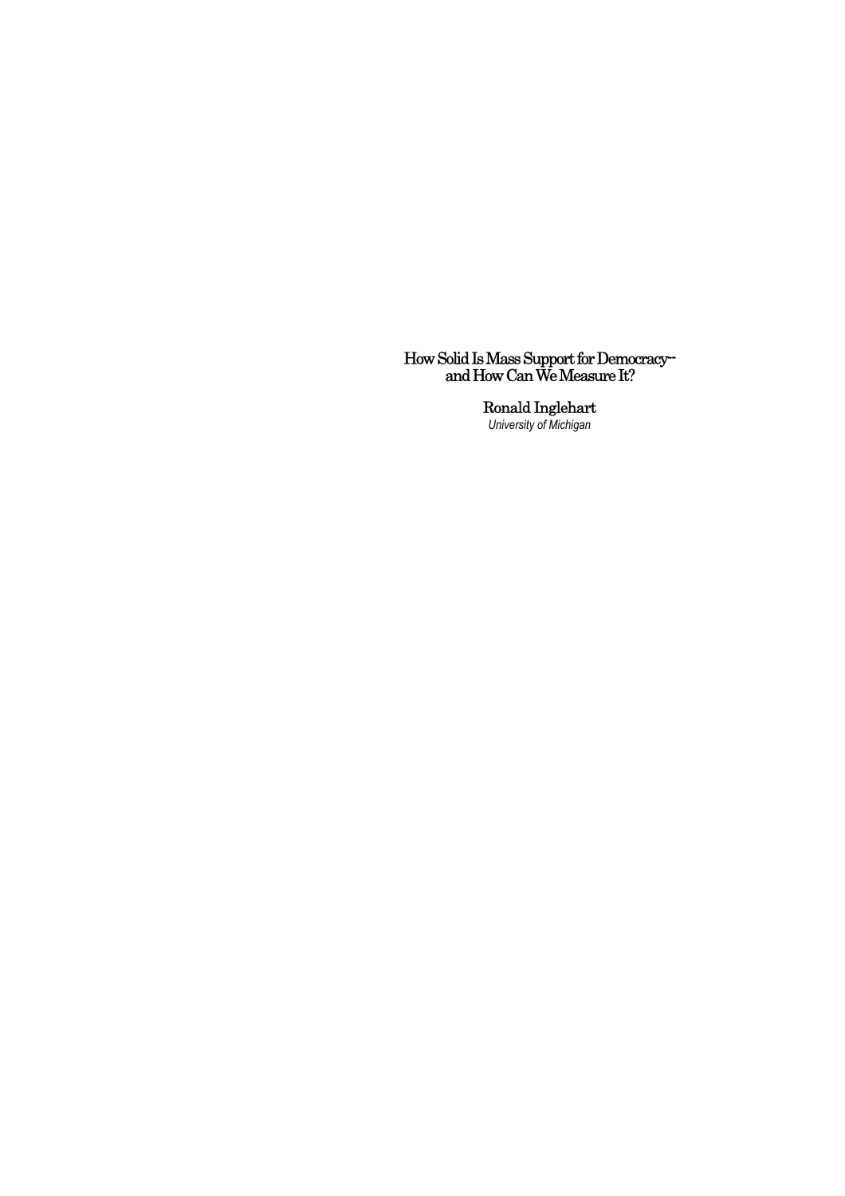# How Solid Is Mass Support for Democracy-- and How Can We Measure It?

Ronald Inglehart

*University of Michigan*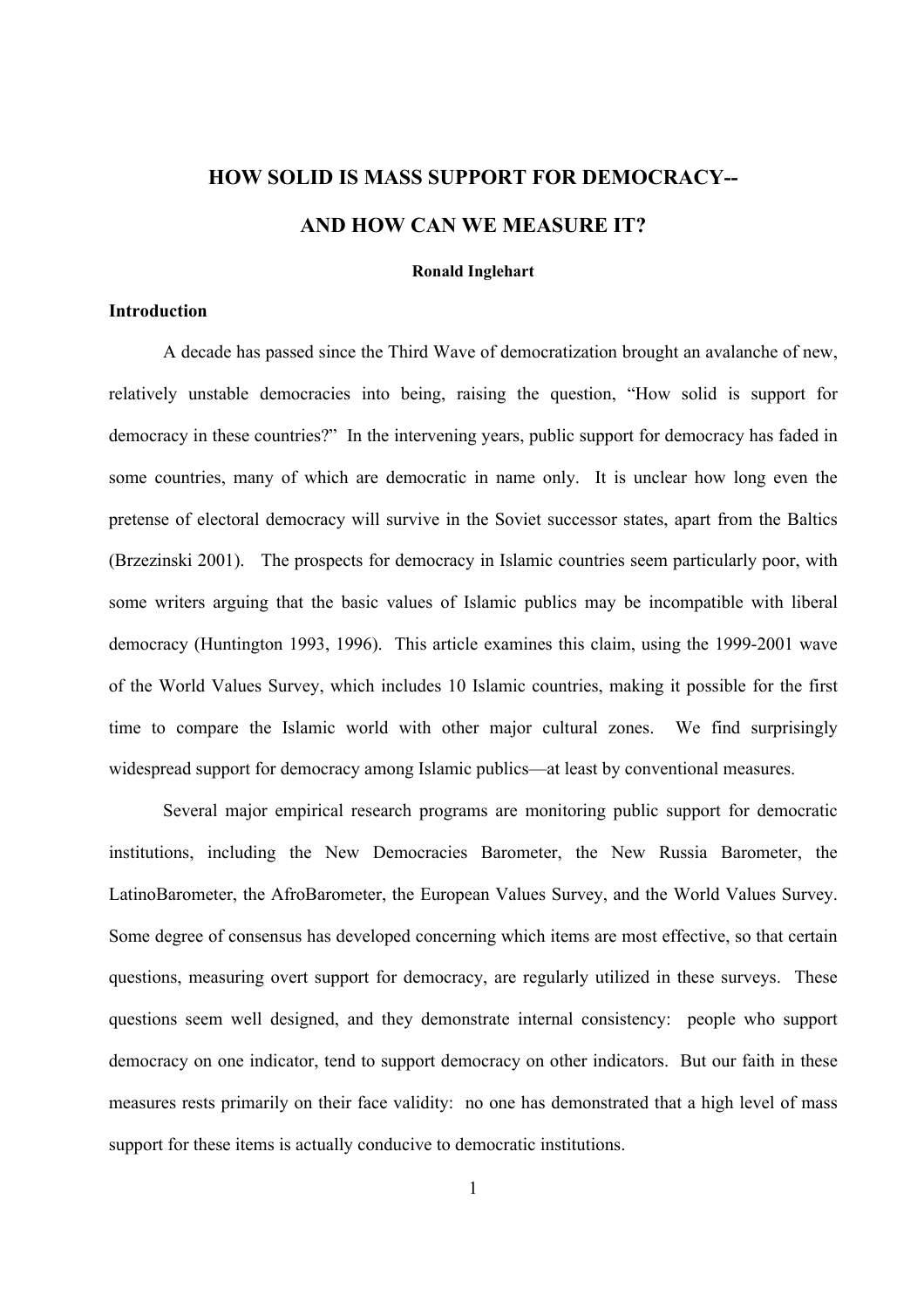# HOW SOLID IS MASS SUPPORT FOR DEMOCRACY--

# AND HOW CAN WE MEASURE IT?

**Ronald Inglehart**

## Introduction

A decade has passed since the Third Wave of democratization brought an avalanche of new, relatively unstable democracies into being, raising the question, "How solid is support for democracy in these countries?" In the intervening years, public support for democracy has faded in some countries, many of which are democratic in name only. It is unclear how long even the pretense of electoral democracy will survive in the Soviet successor states, apart from the Baltics (Brzezinski 2001). The prospects for democracy in Islamic countries seem particularly poor, with some writers arguing that the basic values of Islamic publics may be incompatible with liberal democracy (Huntington 1993, 1996). This article examines this claim, using the 1999-2001 wave of the World Values Survey, which includes 10 Islamic countries, making it possible for the first time to compare the Islamic world with other major cultural zones. We find surprisingly widespread support for democracy among Islamic publics—at least by conventional measures.

Several major empirical research programs are monitoring public support for democratic institutions, including the New Democracies Barometer, the New Russia Barometer, the LatinoBarometer, the AfroBarometer, the European Values Survey, and the World Values Survey. Some degree of consensus has developed concerning which items are most effective, so that certain questions, measuring overt support for democracy, are regularly utilized in these surveys. These questions seem well designed, and they demonstrate internal consistency: people who support democracy on one indicator, tend to support democracy on other indicators. But our faith in these measures rests primarily on their face validity: no one has demonstrated that a high level of mass support for these items is actually conducive to democratic institutions.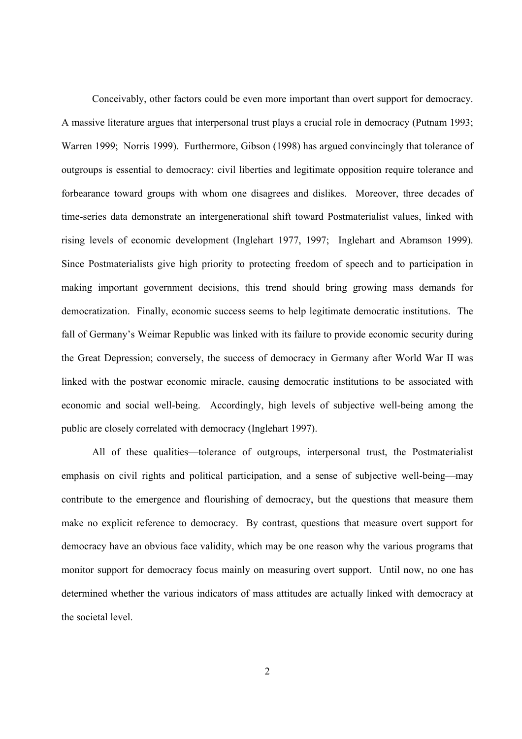Conceivably, other factors could be even more important than overt support for democracy. A massive literature argues that interpersonal trust plays a crucial role in democracy (Putnam 1993; Warren 1999; Norris 1999). Furthermore, Gibson (1998) has argued convincingly that tolerance of outgroups is essential to democracy: civil liberties and legitimate opposition require tolerance and forbearance toward groups with whom one disagrees and dislikes. Moreover, three decades of time-series data demonstrate an intergenerational shift toward Postmaterialist values, linked with rising levels of economic development (Inglehart 1977, 1997; Inglehart and Abramson 1999). Since Postmaterialists give high priority to protecting freedom of speech and to participation in making important government decisions, this trend should bring growing mass demands for democratization. Finally, economic success seems to help legitimate democratic institutions. The fall of Germany's Weimar Republic was linked with its failure to provide economic security during the Great Depression; conversely, the success of democracy in Germany after World War II was linked with the postwar economic miracle, causing democratic institutions to be associated with economic and social well-being. Accordingly, high levels of subjective well-being among the public are closely correlated with democracy (Inglehart 1997).

All of these qualities—tolerance of outgroups, interpersonal trust, the Postmaterialist emphasis on civil rights and political participation, and a sense of subjective well-being—may contribute to the emergence and flourishing of democracy, but the questions that measure them make no explicit reference to democracy. By contrast, questions that measure overt support for democracy have an obvious face validity, which may be one reason why the various programs that monitor support for democracy focus mainly on measuring overt support. Until now, no one has determined whether the various indicators of mass attitudes are actually linked with democracy at the societal level.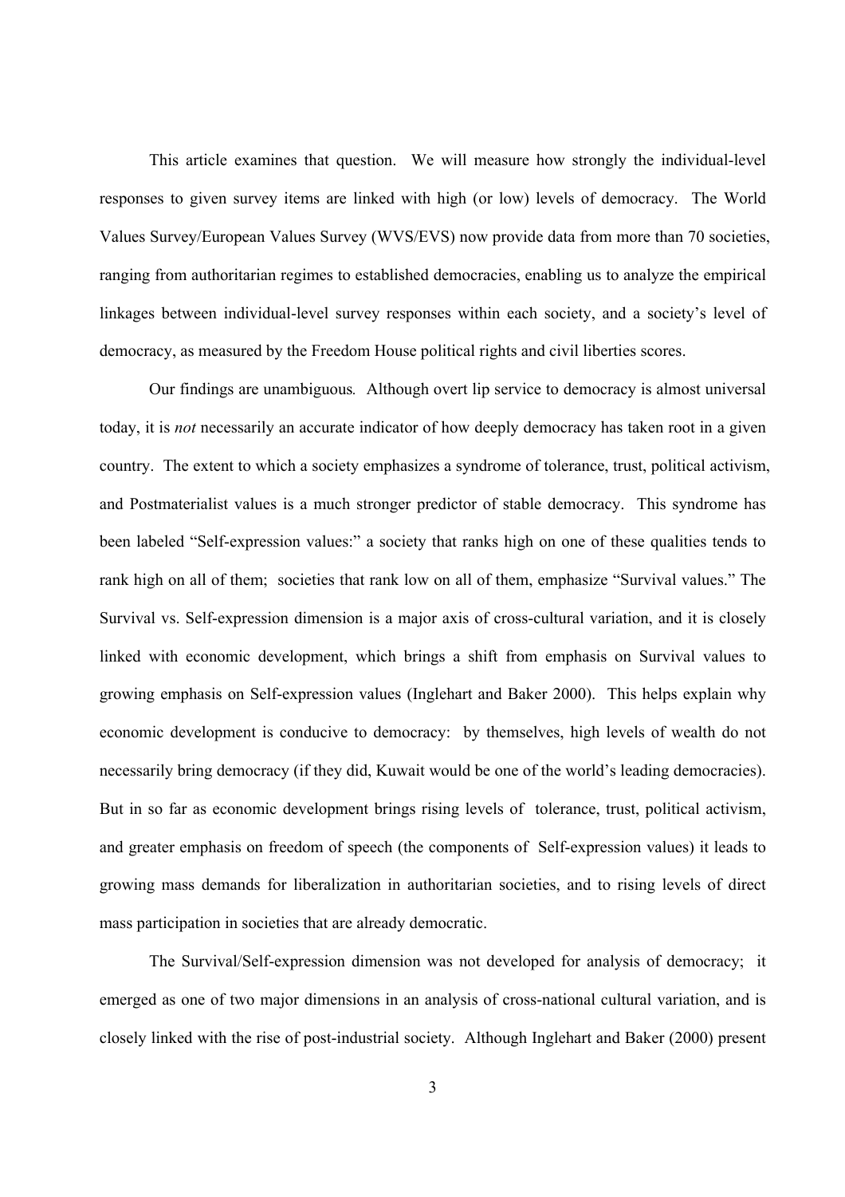This article examines that question. We will measure how strongly the individual-level responses to given survey items are linked with high (or low) levels of democracy. The World Values Survey/European Values Survey (WVS/EVS) now provide data from more than 70 societies, ranging from authoritarian regimes to established democracies, enabling us to analyze the empirical linkages between individual-level survey responses within each society, and a society's level of democracy, as measured by the Freedom House political rights and civil liberties scores.

Our findings are unambiguous*.* Although overt lip service to democracy is almost universal today, it is *not* necessarily an accurate indicator of how deeply democracy has taken root in a given country. The extent to which a society emphasizes a syndrome of tolerance, trust, political activism, and Postmaterialist values is a much stronger predictor of stable democracy. This syndrome has been labeled "Self-expression values:" a society that ranks high on one of these qualities tends to rank high on all of them; societies that rank low on all of them, emphasize "Survival values." The Survival vs. Self-expression dimension is a major axis of cross-cultural variation, and it is closely linked with economic development, which brings a shift from emphasis on Survival values to growing emphasis on Self-expression values (Inglehart and Baker 2000). This helps explain why economic development is conducive to democracy: by themselves, high levels of wealth do not necessarily bring democracy (if they did, Kuwait would be one of the world's leading democracies). But in so far as economic development brings rising levels of tolerance, trust, political activism, and greater emphasis on freedom of speech (the components of Self-expression values) it leads to growing mass demands for liberalization in authoritarian societies, and to rising levels of direct mass participation in societies that are already democratic.

The Survival/Self-expression dimension was not developed for analysis of democracy; it emerged as one of two major dimensions in an analysis of cross-national cultural variation, and is closely linked with the rise of post-industrial society. Although Inglehart and Baker (2000) present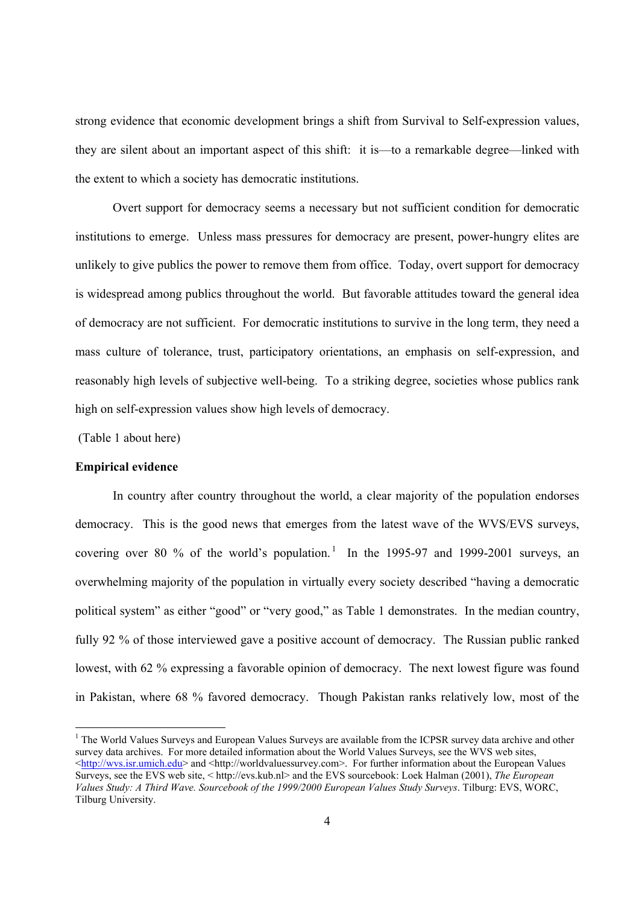strong evidence that economic development brings a shift from Survival to Self-expression values, they are silent about an important aspect of this shift: it is—to a remarkable degree—linked with the extent to which a society has democratic institutions.

Overt support for democracy seems a necessary but not sufficient condition for democratic institutions to emerge. Unless mass pressures for democracy are present, power-hungry elites are unlikely to give publics the power to remove them from office. Today, overt support for democracy is widespread among publics throughout the world. But favorable attitudes toward the general idea of democracy are not sufficient. For democratic institutions to survive in the long term, they need a mass culture of tolerance, trust, participatory orientations, an emphasis on self-expression, and reasonably high levels of subjective well-being. To a striking degree, societies whose publics rank high on self-expression values show high levels of democracy.

(Table 1 about here)

**Empirical evidence**

In country after country throughout the world, a clear majority of the population endorses democracy. This is the good news that emerges from the latest wave of the WVS/EVS surveys, covering over 80 % of the world's population.[1] In the 1995-97 and 1999-2001 surveys, an overwhelming majority of the population in virtually every society described "having a democratic political system" as either "good" or "very good," as Table 1 demonstrates. In the median country, fully 92 % of those interviewed gave a positive account of democracy. The Russian public ranked lowest, with 62 % expressing a favorable opinion of democracy. The next lowest figure was found in Pakistan, where 68 % favored democracy. Though Pakistan ranks relatively low, most of the

[1] The World Values Surveys and European Values Surveys are available from the ICPSR survey data archive and other survey data archives. For more detailed information about the World Values Surveys, see the WVS web sites, <http://wvs.isr.umich.edu> and <http://worldvaluessurvey.com>. For further information about the European Values Surveys, see the EVS web site, < http://evs.kub.nl> and the EVS sourcebook: Loek Halman (2001), *The European Values Study: A Third Wave. Sourcebook of the 1999/2000 European Values Study Surveys*. Tilburg: EVS, WORC, Tilburg University.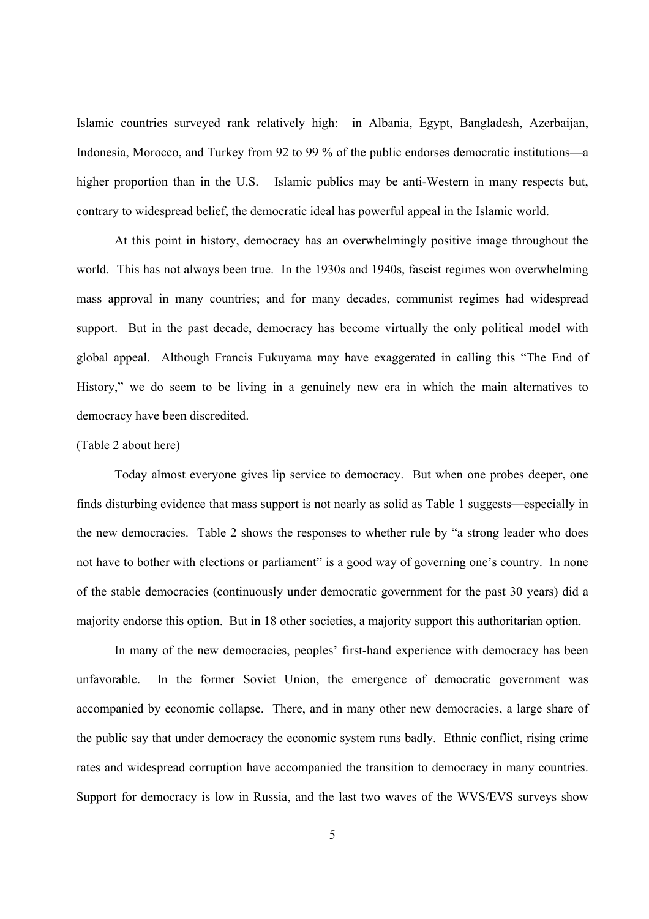Islamic countries surveyed rank relatively high: in Albania, Egypt, Bangladesh, Azerbaijan, Indonesia, Morocco, and Turkey from 92 to 99 % of the public endorses democratic institutions—a higher proportion than in the U.S. Islamic publics may be anti-Western in many respects but, contrary to widespread belief, the democratic ideal has powerful appeal in the Islamic world.

At this point in history, democracy has an overwhelmingly positive image throughout the world. This has not always been true. In the 1930s and 1940s, fascist regimes won overwhelming mass approval in many countries; and for many decades, communist regimes had widespread support. But in the past decade, democracy has become virtually the only political model with global appeal. Although Francis Fukuyama may have exaggerated in calling this "The End of History," we do seem to be living in a genuinely new era in which the main alternatives to democracy have been discredited.

(Table 2 about here)

Today almost everyone gives lip service to democracy. But when one probes deeper, one finds disturbing evidence that mass support is not nearly as solid as Table 1 suggests—especially in the new democracies. Table 2 shows the responses to whether rule by "a strong leader who does not have to bother with elections or parliament" is a good way of governing one's country. In none of the stable democracies (continuously under democratic government for the past 30 years) did a majority endorse this option. But in 18 other societies, a majority support this authoritarian option.

In many of the new democracies, peoples' first-hand experience with democracy has been unfavorable. In the former Soviet Union, the emergence of democratic government was accompanied by economic collapse. There, and in many other new democracies, a large share of the public say that under democracy the economic system runs badly. Ethnic conflict, rising crime rates and widespread corruption have accompanied the transition to democracy in many countries. Support for democracy is low in Russia, and the last two waves of the WVS/EVS surveys show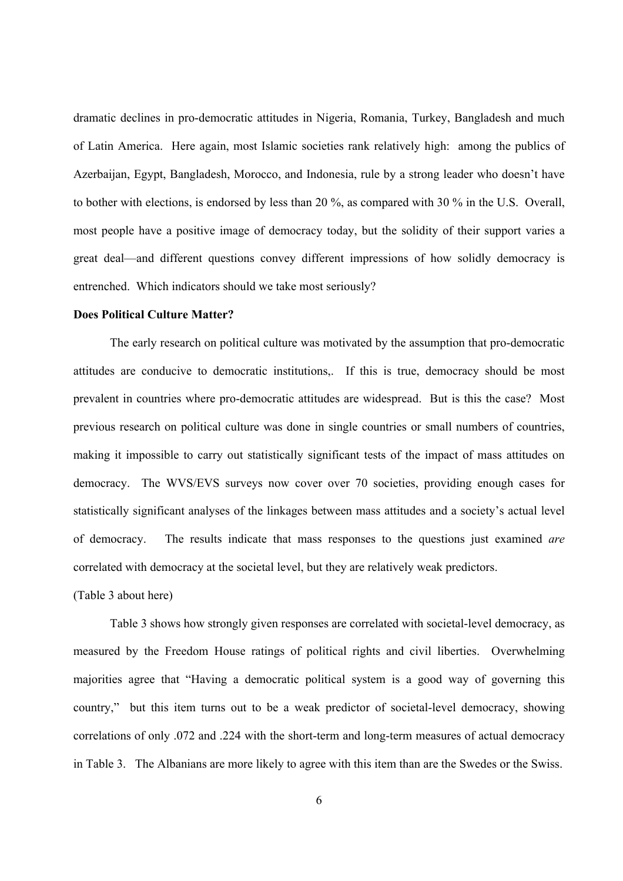dramatic declines in pro-democratic attitudes in Nigeria, Romania, Turkey, Bangladesh and much of Latin America. Here again, most Islamic societies rank relatively high: among the publics of Azerbaijan, Egypt, Bangladesh, Morocco, and Indonesia, rule by a strong leader who doesn't have to bother with elections, is endorsed by less than 20 %, as compared with 30 % in the U.S. Overall, most people have a positive image of democracy today, but the solidity of their support varies a great deal—and different questions convey different impressions of how solidly democracy is entrenched. Which indicators should we take most seriously?

**Does Political Culture Matter?**

The early research on political culture was motivated by the assumption that pro-democratic attitudes are conducive to democratic institutions,. If this is true, democracy should be most prevalent in countries where pro-democratic attitudes are widespread. But is this the case? Most previous research on political culture was done in single countries or small numbers of countries, making it impossible to carry out statistically significant tests of the impact of mass attitudes on democracy. The WVS/EVS surveys now cover over 70 societies, providing enough cases for statistically significant analyses of the linkages between mass attitudes and a society's actual level of democracy. The results indicate that mass responses to the questions just examined *are* correlated with democracy at the societal level, but they are relatively weak predictors.

(Table 3 about here)

Table 3 shows how strongly given responses are correlated with societal-level democracy, as measured by the Freedom House ratings of political rights and civil liberties. Overwhelming majorities agree that "Having a democratic political system is a good way of governing this country," but this item turns out to be a weak predictor of societal-level democracy, showing correlations of only .072 and .224 with the short-term and long-term measures of actual democracy in Table 3. The Albanians are more likely to agree with this item than are the Swedes or the Swiss.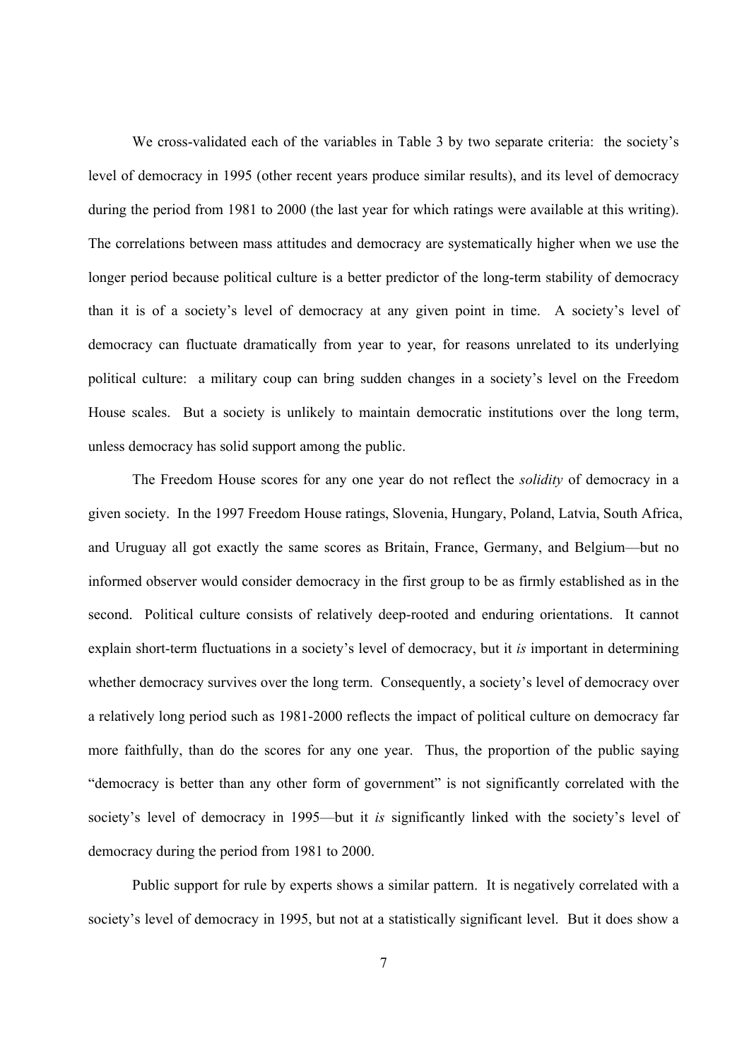We cross-validated each of the variables in Table 3 by two separate criteria: the society's level of democracy in 1995 (other recent years produce similar results), and its level of democracy during the period from 1981 to 2000 (the last year for which ratings were available at this writing). The correlations between mass attitudes and democracy are systematically higher when we use the longer period because political culture is a better predictor of the long-term stability of democracy than it is of a society's level of democracy at any given point in time. A society's level of democracy can fluctuate dramatically from year to year, for reasons unrelated to its underlying political culture: a military coup can bring sudden changes in a society's level on the Freedom House scales. But a society is unlikely to maintain democratic institutions over the long term, unless democracy has solid support among the public.

The Freedom House scores for any one year do not reflect the *solidity* of democracy in a given society. In the 1997 Freedom House ratings, Slovenia, Hungary, Poland, Latvia, South Africa, and Uruguay all got exactly the same scores as Britain, France, Germany, and Belgium—but no informed observer would consider democracy in the first group to be as firmly established as in the second. Political culture consists of relatively deep-rooted and enduring orientations. It cannot explain short-term fluctuations in a society's level of democracy, but it *is* important in determining whether democracy survives over the long term. Consequently, a society's level of democracy over a relatively long period such as 1981-2000 reflects the impact of political culture on democracy far more faithfully, than do the scores for any one year. Thus, the proportion of the public saying "democracy is better than any other form of government" is not significantly correlated with the society's level of democracy in 1995—but it *is* significantly linked with the society's level of democracy during the period from 1981 to 2000.

Public support for rule by experts shows a similar pattern. It is negatively correlated with a society's level of democracy in 1995, but not at a statistically significant level. But it does show a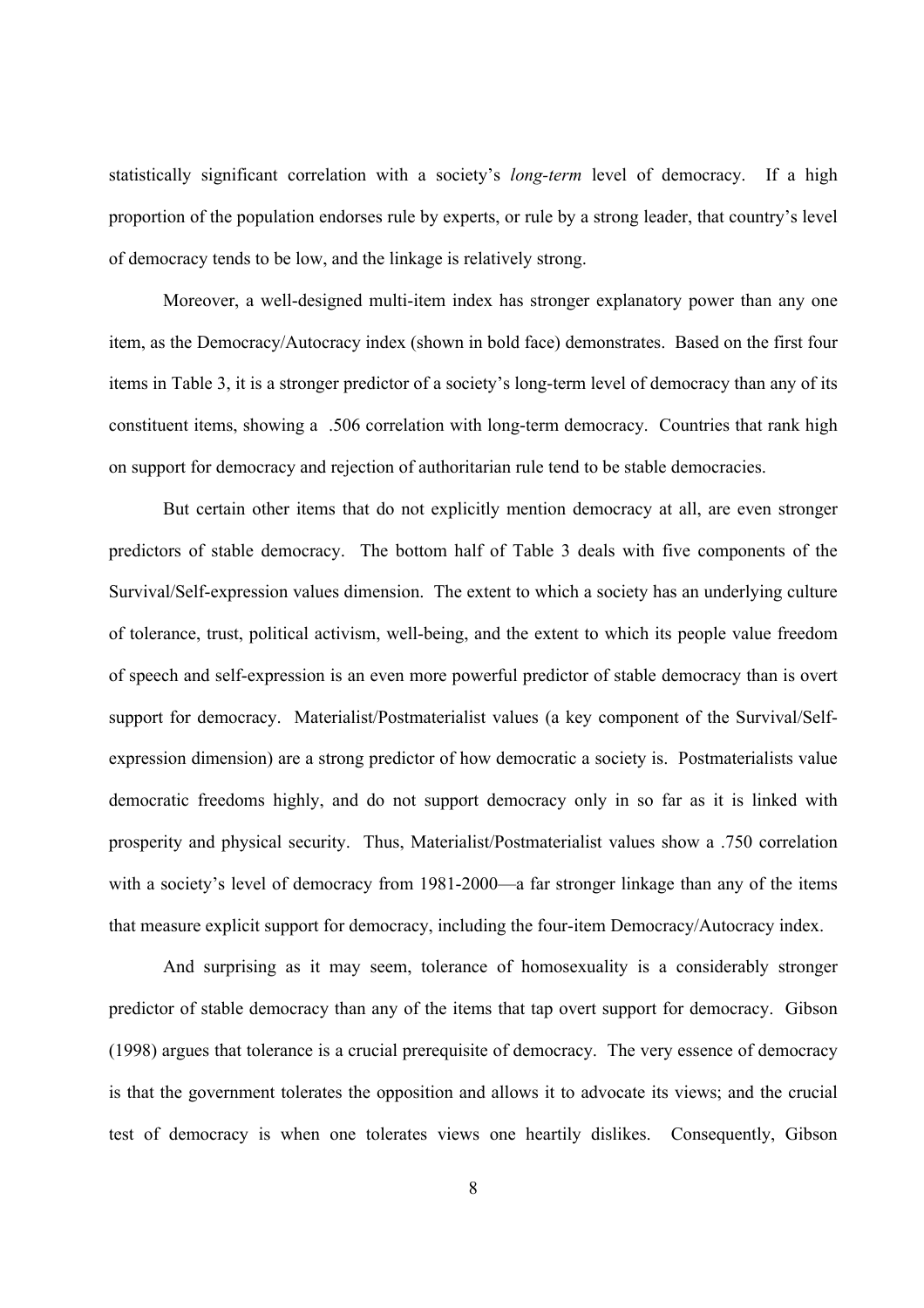statistically significant correlation with a society's *long-term* level of democracy. If a high proportion of the population endorses rule by experts, or rule by a strong leader, that country's level of democracy tends to be low, and the linkage is relatively strong.

Moreover, a well-designed multi-item index has stronger explanatory power than any one item, as the Democracy/Autocracy index (shown in bold face) demonstrates. Based on the first four items in Table 3, it is a stronger predictor of a society's long-term level of democracy than any of its constituent items, showing a .506 correlation with long-term democracy. Countries that rank high on support for democracy and rejection of authoritarian rule tend to be stable democracies.

But certain other items that do not explicitly mention democracy at all, are even stronger predictors of stable democracy. The bottom half of Table 3 deals with five components of the Survival/Self-expression values dimension. The extent to which a society has an underlying culture of tolerance, trust, political activism, well-being, and the extent to which its people value freedom of speech and self-expression is an even more powerful predictor of stable democracy than is overt support for democracy. Materialist/Postmaterialist values (a key component of the Survival/Self-expression dimension) are a strong predictor of how democratic a society is. Postmaterialists value democratic freedoms highly, and do not support democracy only in so far as it is linked with prosperity and physical security. Thus, Materialist/Postmaterialist values show a .750 correlation with a society's level of democracy from 1981-2000—a far stronger linkage than any of the items that measure explicit support for democracy, including the four-item Democracy/Autocracy index.

And surprising as it may seem, tolerance of homosexuality is a considerably stronger predictor of stable democracy than any of the items that tap overt support for democracy. Gibson (1998) argues that tolerance is a crucial prerequisite of democracy. The very essence of democracy is that the government tolerates the opposition and allows it to advocate its views; and the crucial test of democracy is when one tolerates views one heartily dislikes. Consequently, Gibson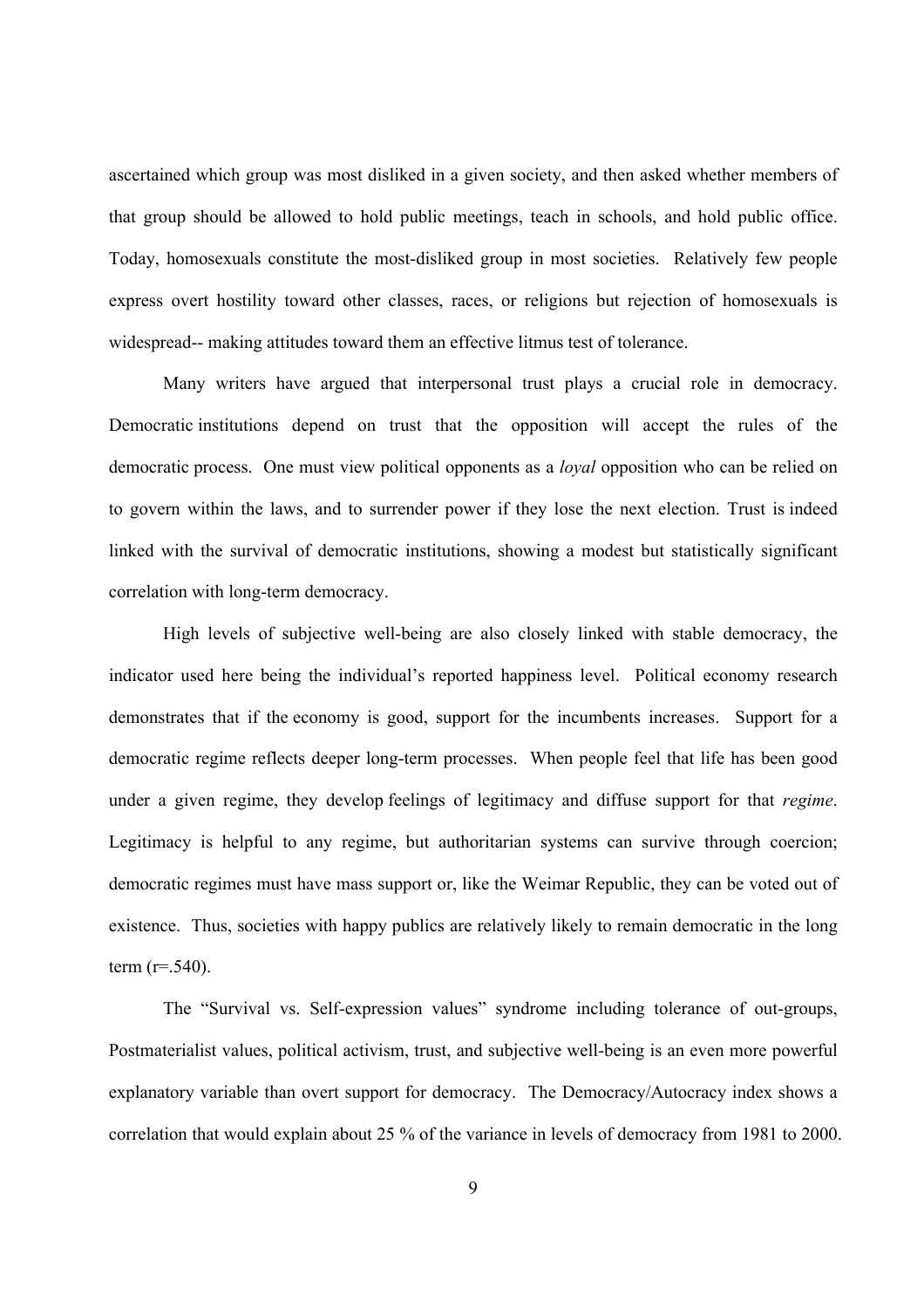ascertained which group was most disliked in a given society, and then asked whether members of that group should be allowed to hold public meetings, teach in schools, and hold public office. Today, homosexuals constitute the most-disliked group in most societies. Relatively few people express overt hostility toward other classes, races, or religions but rejection of homosexuals is widespread-- making attitudes toward them an effective litmus test of tolerance.

Many writers have argued that interpersonal trust plays a crucial role in democracy. Democratic institutions depend on trust that the opposition will accept the rules of the democratic process. One must view political opponents as a *loyal* opposition who can be relied on to govern within the laws, and to surrender power if they lose the next election. Trust is indeed linked with the survival of democratic institutions, showing a modest but statistically significant correlation with long-term democracy.

High levels of subjective well-being are also closely linked with stable democracy, the indicator used here being the individual's reported happiness level. Political economy research demonstrates that if the economy is good, support for the incumbents increases. Support for a democratic regime reflects deeper long-term processes. When people feel that life has been good under a given regime, they develop feelings of legitimacy and diffuse support for that *regime*. Legitimacy is helpful to any regime, but authoritarian systems can survive through coercion; democratic regimes must have mass support or, like the Weimar Republic, they can be voted out of existence. Thus, societies with happy publics are relatively likely to remain democratic in the long term ($r=.540$).

The "Survival vs. Self-expression values" syndrome including tolerance of out-groups, Postmaterialist values, political activism, trust, and subjective well-being is an even more powerful explanatory variable than overt support for democracy. The Democracy/Autocracy index shows a correlation that would explain about 25 % of the variance in levels of democracy from 1981 to 2000.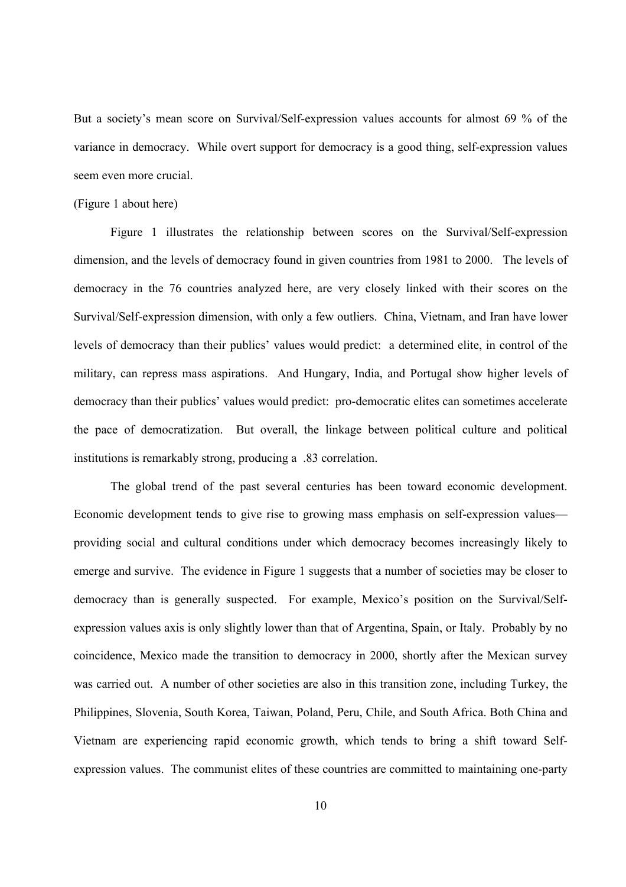But a society's mean score on Survival/Self-expression values accounts for almost 69 % of the variance in democracy. While overt support for democracy is a good thing, self-expression values seem even more crucial.

(Figure 1 about here)

Figure 1 illustrates the relationship between scores on the Survival/Self-expression dimension, and the levels of democracy found in given countries from 1981 to 2000. The levels of democracy in the 76 countries analyzed here, are very closely linked with their scores on the Survival/Self-expression dimension, with only a few outliers. China, Vietnam, and Iran have lower levels of democracy than their publics' values would predict: a determined elite, in control of the military, can repress mass aspirations. And Hungary, India, and Portugal show higher levels of democracy than their publics' values would predict: pro-democratic elites can sometimes accelerate the pace of democratization. But overall, the linkage between political culture and political institutions is remarkably strong, producing a .83 correlation.

The global trend of the past several centuries has been toward economic development. Economic development tends to give rise to growing mass emphasis on self-expression values—providing social and cultural conditions under which democracy becomes increasingly likely to emerge and survive. The evidence in Figure 1 suggests that a number of societies may be closer to democracy than is generally suspected. For example, Mexico's position on the Survival/Self-expression values axis is only slightly lower than that of Argentina, Spain, or Italy. Probably by no coincidence, Mexico made the transition to democracy in 2000, shortly after the Mexican survey was carried out. A number of other societies are also in this transition zone, including Turkey, the Philippines, Slovenia, South Korea, Taiwan, Poland, Peru, Chile, and South Africa. Both China and Vietnam are experiencing rapid economic growth, which tends to bring a shift toward Self-expression values. The communist elites of these countries are committed to maintaining one-party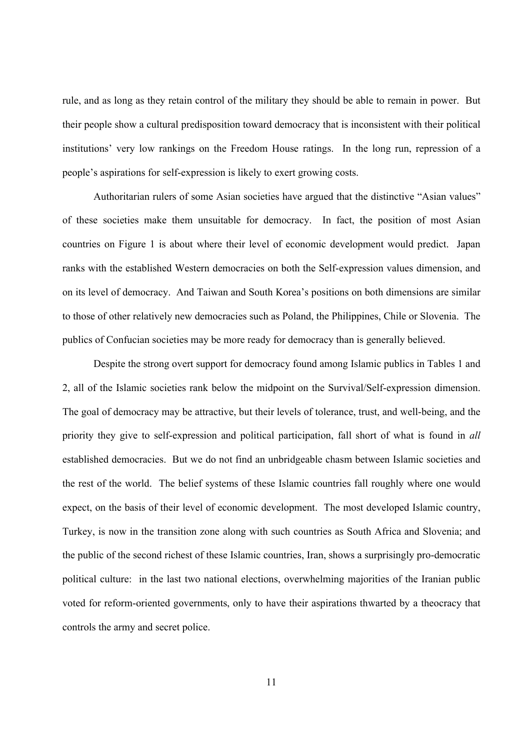rule, and as long as they retain control of the military they should be able to remain in power. But their people show a cultural predisposition toward democracy that is inconsistent with their political institutions' very low rankings on the Freedom House ratings. In the long run, repression of a people's aspirations for self-expression is likely to exert growing costs.

Authoritarian rulers of some Asian societies have argued that the distinctive "Asian values" of these societies make them unsuitable for democracy. In fact, the position of most Asian countries on Figure 1 is about where their level of economic development would predict. Japan ranks with the established Western democracies on both the Self-expression values dimension, and on its level of democracy. And Taiwan and South Korea's positions on both dimensions are similar to those of other relatively new democracies such as Poland, the Philippines, Chile or Slovenia. The publics of Confucian societies may be more ready for democracy than is generally believed.

Despite the strong overt support for democracy found among Islamic publics in Tables 1 and 2, all of the Islamic societies rank below the midpoint on the Survival/Self-expression dimension. The goal of democracy may be attractive, but their levels of tolerance, trust, and well-being, and the priority they give to self-expression and political participation, fall short of what is found in *all* established democracies. But we do not find an unbridgeable chasm between Islamic societies and the rest of the world. The belief systems of these Islamic countries fall roughly where one would expect, on the basis of their level of economic development. The most developed Islamic country, Turkey, is now in the transition zone along with such countries as South Africa and Slovenia; and the public of the second richest of these Islamic countries, Iran, shows a surprisingly pro-democratic political culture: in the last two national elections, overwhelming majorities of the Iranian public voted for reform-oriented governments, only to have their aspirations thwarted by a theocracy that controls the army and secret police.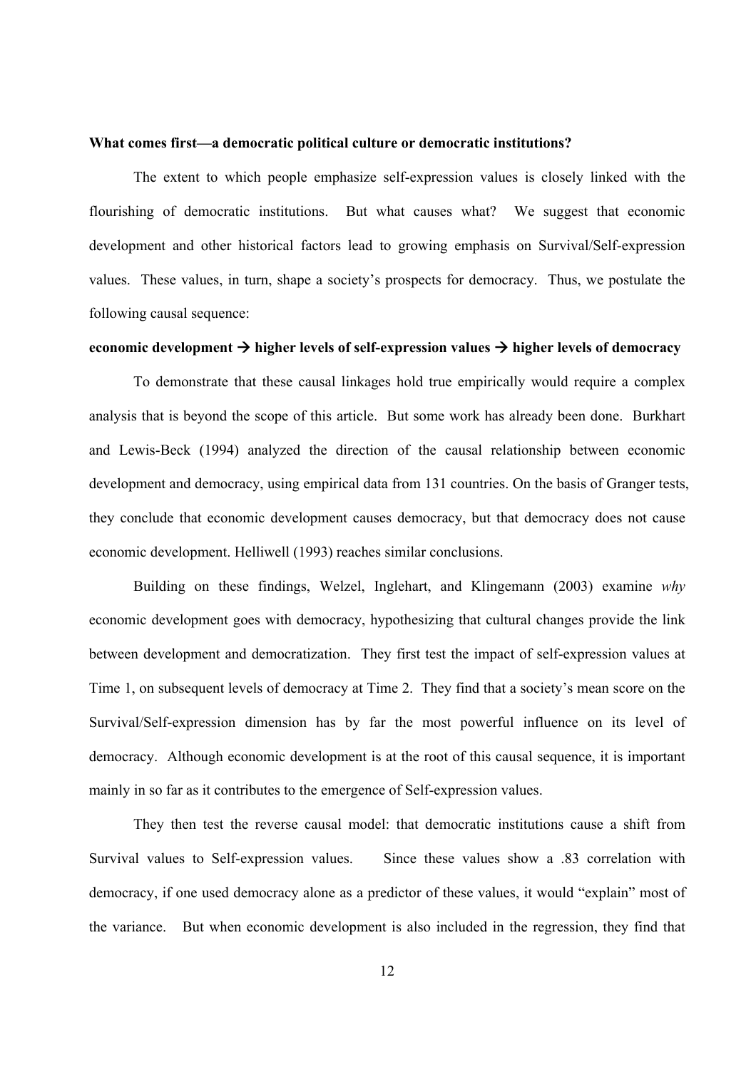**What comes first—a democratic political culture or democratic institutions?**

The extent to which people emphasize self-expression values is closely linked with the flourishing of democratic institutions. But what causes what? We suggest that economic development and other historical factors lead to growing emphasis on Survival/Self-expression values. These values, in turn, shape a society's prospects for democracy. Thus, we postulate the following causal sequence:

**economic development → higher levels of self-expression values → higher levels of democracy**

To demonstrate that these causal linkages hold true empirically would require a complex analysis that is beyond the scope of this article. But some work has already been done. Burkhart and Lewis-Beck (1994) analyzed the direction of the causal relationship between economic development and democracy, using empirical data from 131 countries. On the basis of Granger tests, they conclude that economic development causes democracy, but that democracy does not cause economic development. Helliwell (1993) reaches similar conclusions.

Building on these findings, Welzel, Inglehart, and Klingemann (2003) examine *why* economic development goes with democracy, hypothesizing that cultural changes provide the link between development and democratization. They first test the impact of self-expression values at Time 1, on subsequent levels of democracy at Time 2. They find that a society's mean score on the Survival/Self-expression dimension has by far the most powerful influence on its level of democracy. Although economic development is at the root of this causal sequence, it is important mainly in so far as it contributes to the emergence of Self-expression values.

They then test the reverse causal model: that democratic institutions cause a shift from Survival values to Self-expression values. Since these values show a .83 correlation with democracy, if one used democracy alone as a predictor of these values, it would "explain" most of the variance. But when economic development is also included in the regression, they find that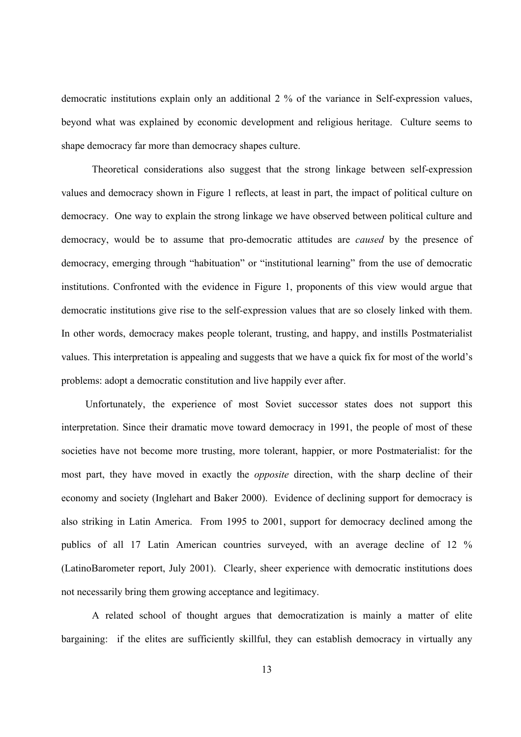democratic institutions explain only an additional 2 % of the variance in Self-expression values, beyond what was explained by economic development and religious heritage. Culture seems to shape democracy far more than democracy shapes culture.

Theoretical considerations also suggest that the strong linkage between self-expression values and democracy shown in Figure 1 reflects, at least in part, the impact of political culture on democracy. One way to explain the strong linkage we have observed between political culture and democracy, would be to assume that pro-democratic attitudes are *caused* by the presence of democracy, emerging through "habituation" or "institutional learning" from the use of democratic institutions. Confronted with the evidence in Figure 1, proponents of this view would argue that democratic institutions give rise to the self-expression values that are so closely linked with them. In other words, democracy makes people tolerant, trusting, and happy, and instills Postmaterialist values. This interpretation is appealing and suggests that we have a quick fix for most of the world's problems: adopt a democratic constitution and live happily ever after.

Unfortunately, the experience of most Soviet successor states does not support this interpretation. Since their dramatic move toward democracy in 1991, the people of most of these societies have not become more trusting, more tolerant, happier, or more Postmaterialist: for the most part, they have moved in exactly the *opposite* direction, with the sharp decline of their economy and society (Inglehart and Baker 2000). Evidence of declining support for democracy is also striking in Latin America. From 1995 to 2001, support for democracy declined among the publics of all 17 Latin American countries surveyed, with an average decline of 12 % (LatinoBarometer report, July 2001). Clearly, sheer experience with democratic institutions does not necessarily bring them growing acceptance and legitimacy.

A related school of thought argues that democratization is mainly a matter of elite bargaining: if the elites are sufficiently skillful, they can establish democracy in virtually any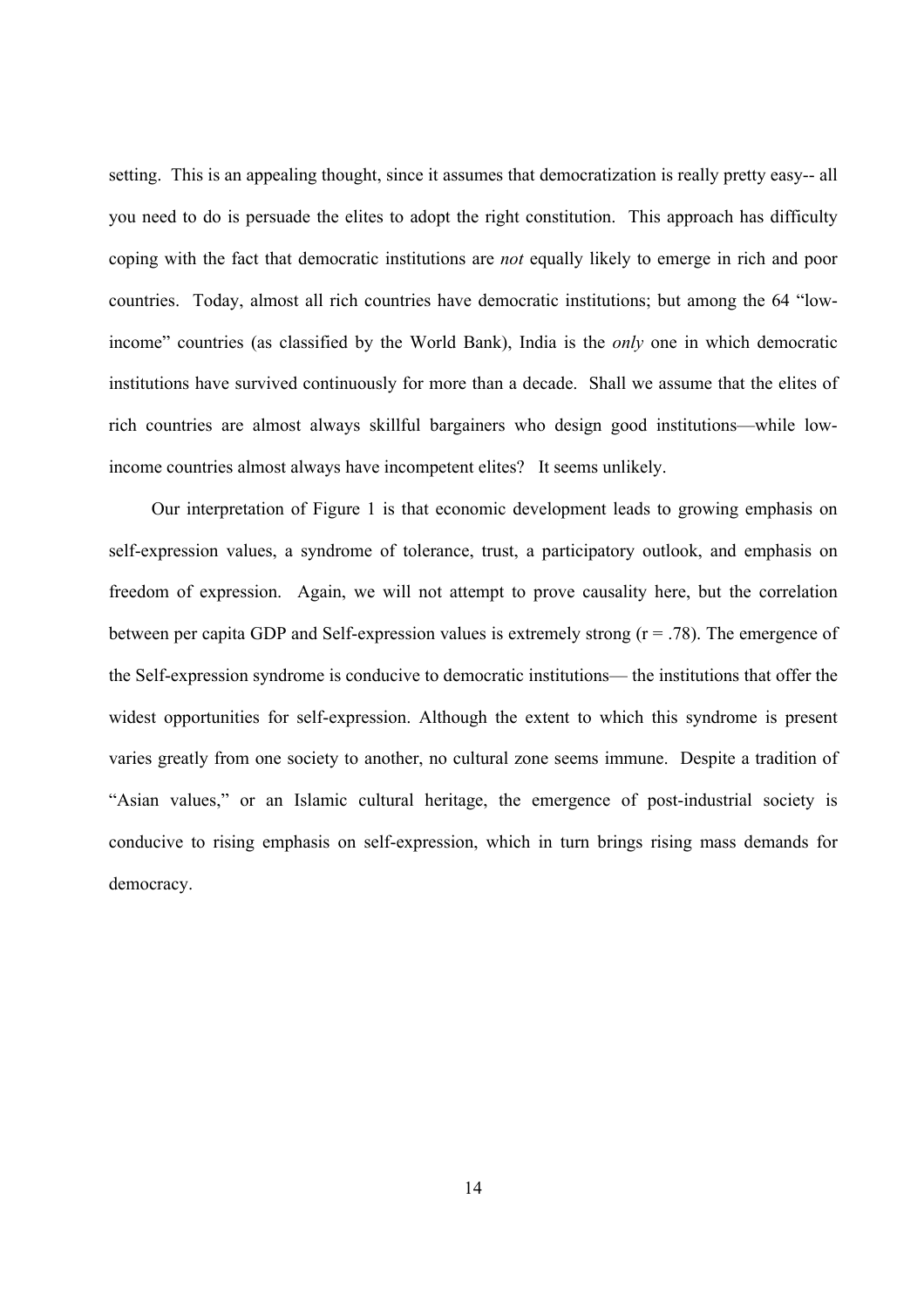setting. This is an appealing thought, since it assumes that democratization is really pretty easy-- all you need to do is persuade the elites to adopt the right constitution. This approach has difficulty coping with the fact that democratic institutions are *not* equally likely to emerge in rich and poor countries. Today, almost all rich countries have democratic institutions; but among the 64 "low-income" countries (as classified by the World Bank), India is the *only* one in which democratic institutions have survived continuously for more than a decade. Shall we assume that the elites of rich countries are almost always skillful bargainers who design good institutions—while low-income countries almost always have incompetent elites? It seems unlikely.

Our interpretation of Figure 1 is that economic development leads to growing emphasis on self-expression values, a syndrome of tolerance, trust, a participatory outlook, and emphasis on freedom of expression. Again, we will not attempt to prove causality here, but the correlation between per capita GDP and Self-expression values is extremely strong ($r = .78$). The emergence of the Self-expression syndrome is conducive to democratic institutions— the institutions that offer the widest opportunities for self-expression. Although the extent to which this syndrome is present varies greatly from one society to another, no cultural zone seems immune. Despite a tradition of "Asian values," or an Islamic cultural heritage, the emergence of post-industrial society is conducive to rising emphasis on self-expression, which in turn brings rising mass demands for democracy.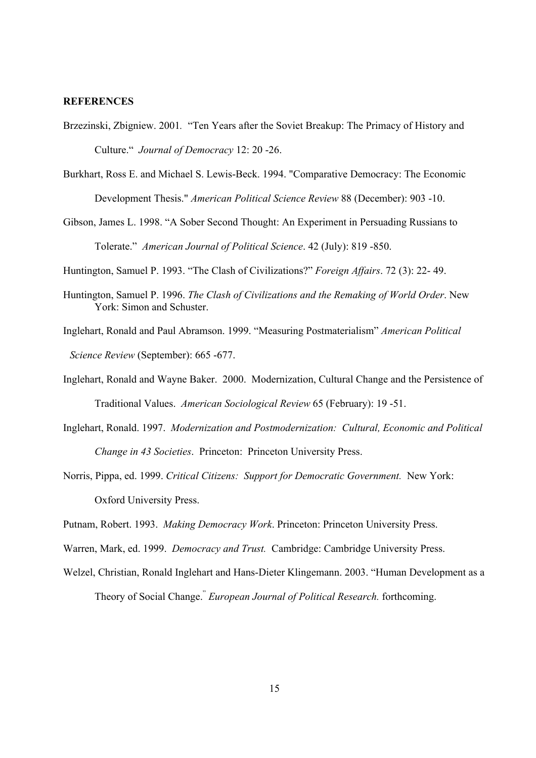**REFERENCES**

Brzezinski, Zbigniew. 2001. "Ten Years after the Soviet Breakup: The Primacy of History and Culture." *Journal of Democracy* 12: 20 -26.

Burkhart, Ross E. and Michael S. Lewis-Beck. 1994. "Comparative Democracy: The Economic Development Thesis." *American Political Science Review* 88 (December): 903 -10.

Gibson, James L. 1998. "A Sober Second Thought: An Experiment in Persuading Russians to Tolerate." *American Journal of Political Science*. 42 (July): 819 -850.

Huntington, Samuel P. 1993. "The Clash of Civilizations?" *Foreign Affairs*. 72 (3): 22- 49.

Huntington, Samuel P. 1996. *The Clash of Civilizations and the Remaking of World Order*. New York: Simon and Schuster.

Inglehart, Ronald and Paul Abramson. 1999. "Measuring Postmaterialism" *American Political Science Review* (September): 665 -677.

Inglehart, Ronald and Wayne Baker. 2000. Modernization, Cultural Change and the Persistence of Traditional Values. *American Sociological Review* 65 (February): 19 -51.

Inglehart, Ronald. 1997. *Modernization and Postmodernization: Cultural, Economic and Political Change in 43 Societies*. Princeton: Princeton University Press.

Norris, Pippa, ed. 1999. *Critical Citizens: Support for Democratic Government.* New York: Oxford University Press.

Putnam, Robert. 1993. *Making Democracy Work*. Princeton: Princeton University Press.

Warren, Mark, ed. 1999. *Democracy and Trust.* Cambridge: Cambridge University Press.

Welzel, Christian, Ronald Inglehart and Hans-Dieter Klingemann. 2003. "Human Development as a Theory of Social Change." *European Journal of Political Research.* forthcoming.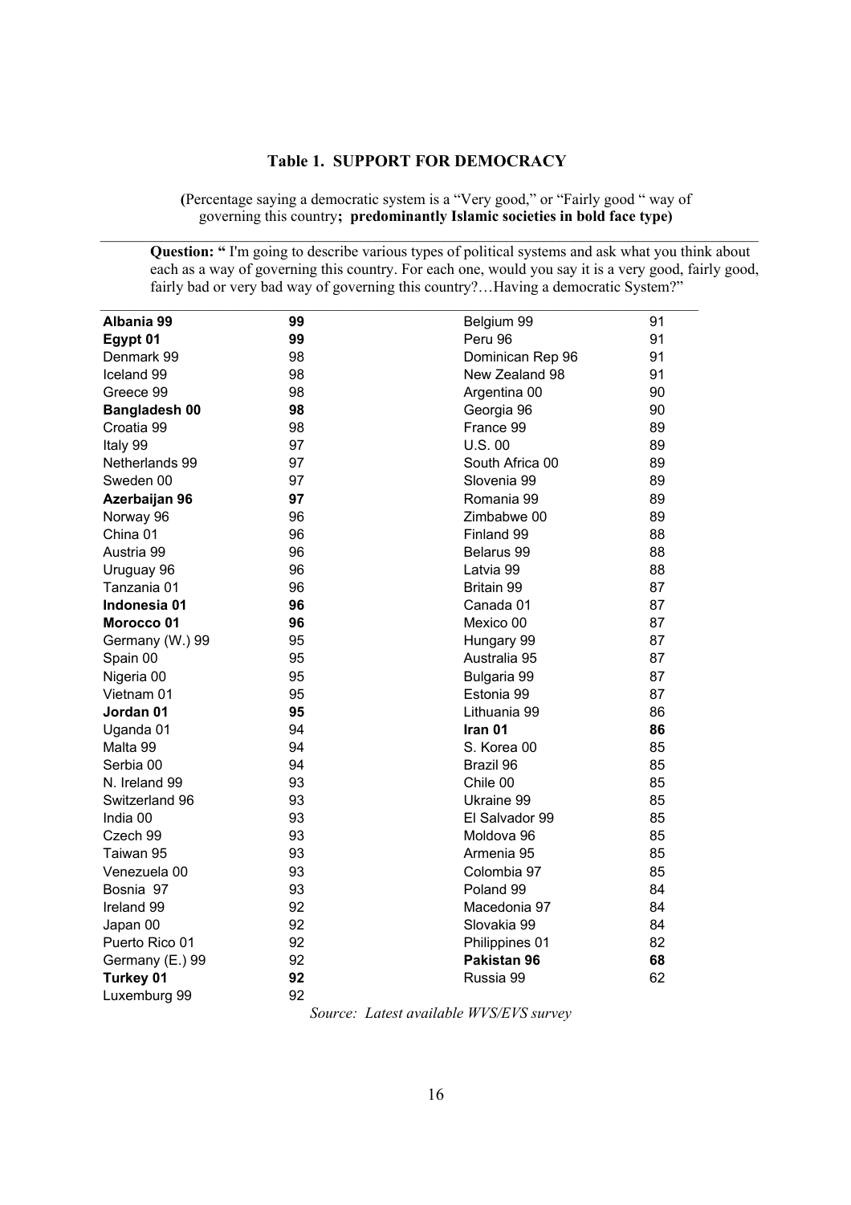**Table 1. SUPPORT FOR DEMOCRACY**

(Percentage saying a democratic system is a "Very good," or "Fairly good " way of governing this country**; predominantly Islamic societies in bold face type)**

**Question: "** I'm going to describe various types of political systems and ask what you think about each as a way of governing this country. For each one, would you say it is a very good, fairly good, fairly bad or very bad way of governing this country?…Having a democratic System?"

| Country | % | Country | % |
|---|---|---|---|
| **Albania 99** | **99** | Belgium 99 | 91 |
| **Egypt 01** | **99** | Peru 96 | 91 |
| Denmark 99 | 98 | Dominican Rep 96 | 91 |
| Iceland 99 | 98 | New Zealand 98 | 91 |
| Greece 99 | 98 | Argentina 00 | 90 |
| **Bangladesh 00** | **98** | Georgia 96 | 90 |
| Croatia 99 | 98 | France 99 | 89 |
| Italy 99 | 97 | U.S. 00 | 89 |
| Netherlands 99 | 97 | South Africa 00 | 89 |
| Sweden 00 | 97 | Slovenia 99 | 89 |
| **Azerbaijan 96** | **97** | Romania 99 | 89 |
| Norway 96 | 96 | Zimbabwe 00 | 89 |
| China 01 | 96 | Finland 99 | 88 |
| Austria 99 | 96 | Belarus 99 | 88 |
| Uruguay 96 | 96 | Latvia 99 | 88 |
| Tanzania 01 | 96 | Britain 99 | 87 |
| **Indonesia 01** | **96** | Canada 01 | 87 |
| **Morocco 01** | **96** | Mexico 00 | 87 |
| Germany (W.) 99 | 95 | Hungary 99 | 87 |
| Spain 00 | 95 | Australia 95 | 87 |
| Nigeria 00 | 95 | Bulgaria 99 | 87 |
| Vietnam 01 | 95 | Estonia 99 | 87 |
| **Jordan 01** | **95** | Lithuania 99 | 86 |
| Uganda 01 | 94 | **Iran 01** | **86** |
| Malta 99 | 94 | S. Korea 00 | 85 |
| Serbia 00 | 94 | Brazil 96 | 85 |
| N. Ireland 99 | 93 | Chile 00 | 85 |
| Switzerland 96 | 93 | Ukraine 99 | 85 |
| India 00 | 93 | El Salvador 99 | 85 |
| Czech 99 | 93 | Moldova 96 | 85 |
| Taiwan 95 | 93 | Armenia 95 | 85 |
| Venezuela 00 | 93 | Colombia 97 | 85 |
| Bosnia 97 | 93 | Poland 99 | 84 |
| Ireland 99 | 92 | Macedonia 97 | 84 |
| Japan 00 | 92 | Slovakia 99 | 84 |
| Puerto Rico 01 | 92 | Philippines 01 | 82 |
| Germany (E.) 99 | 92 | **Pakistan 96** | **68** |
| **Turkey 01** | **92** | Russia 99 | 62 |
| Luxemburg 99 | 92 | | |

*Source: Latest available WVS/EVS survey*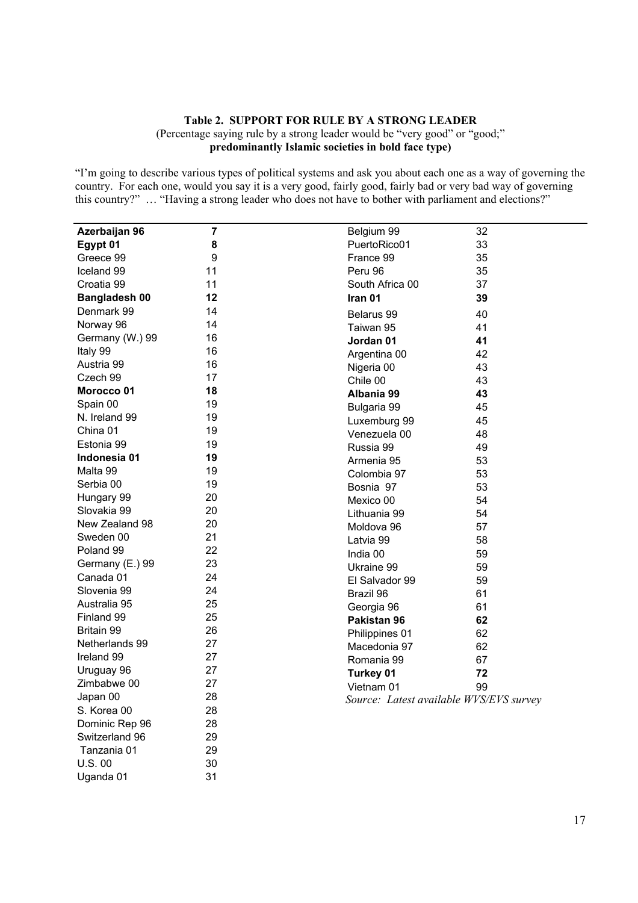**Table 2. SUPPORT FOR RULE BY A STRONG LEADER**
(Percentage saying rule by a strong leader would be "very good" or "good;"
**predominantly Islamic societies in bold face type)**

"I'm going to describe various types of political systems and ask you about each one as a way of governing the country. For each one, would you say it is a very good, fairly good, fairly bad or very bad way of governing this country?" … "Having a strong leader who does not have to bother with parliament and elections?"

| Country | % |
|---|---|
| **Azerbaijan 96** | **7** |
| **Egypt 01** | **8** |
| Greece 99 | 9 |
| Iceland 99 | 11 |
| Croatia 99 | 11 |
| **Bangladesh 00** | **12** |
| Denmark 99 | 14 |
| Norway 96 | 14 |
| Germany (W.) 99 | 16 |
| Italy 99 | 16 |
| Austria 99 | 16 |
| Czech 99 | 17 |
| **Morocco 01** | **18** |
| Spain 00 | 19 |
| N. Ireland 99 | 19 |
| China 01 | 19 |
| Estonia 99 | 19 |
| **Indonesia 01** | **19** |
| Malta 99 | 19 |
| Serbia 00 | 19 |
| Hungary 99 | 20 |
| Slovakia 99 | 20 |
| New Zealand 98 | 20 |
| Sweden 00 | 21 |
| Poland 99 | 22 |
| Germany (E.) 99 | 23 |
| Canada 01 | 24 |
| Slovenia 99 | 24 |
| Australia 95 | 25 |
| Finland 99 | 25 |
| Britain 99 | 26 |
| Netherlands 99 | 27 |
| Ireland 99 | 27 |
| Uruguay 96 | 27 |
| Zimbabwe 00 | 27 |
| Japan 00 | 28 |
| S. Korea 00 | 28 |
| Dominic Rep 96 | 28 |
| Switzerland 96 | 29 |
| Tanzania 01 | 29 |
| U.S. 00 | 30 |
| Uganda 01 | 31 |
| Belgium 99 | 32 |
| PuertoRico01 | 33 |
| France 99 | 35 |
| Peru 96 | 35 |
| South Africa 00 | 37 |
| **Iran 01** | **39** |
| Belarus 99 | 40 |
| Taiwan 95 | 41 |
| **Jordan 01** | **41** |
| Argentina 00 | 42 |
| Nigeria 00 | 43 |
| Chile 00 | 43 |
| **Albania 99** | **43** |
| Bulgaria 99 | 45 |
| Luxemburg 99 | 45 |
| Venezuela 00 | 48 |
| Russia 99 | 49 |
| Armenia 95 | 53 |
| Colombia 97 | 53 |
| Bosnia 97 | 53 |
| Mexico 00 | 54 |
| Lithuania 99 | 54 |
| Moldova 96 | 57 |
| Latvia 99 | 58 |
| India 00 | 59 |
| Ukraine 99 | 59 |
| El Salvador 99 | 59 |
| Brazil 96 | 61 |
| Georgia 96 | 61 |
| **Pakistan 96** | **62** |
| Philippines 01 | 62 |
| Macedonia 97 | 62 |
| Romania 99 | 67 |
| **Turkey 01** | **72** |
| Vietnam 01 | 99 |

*Source: Latest available WVS/EVS survey*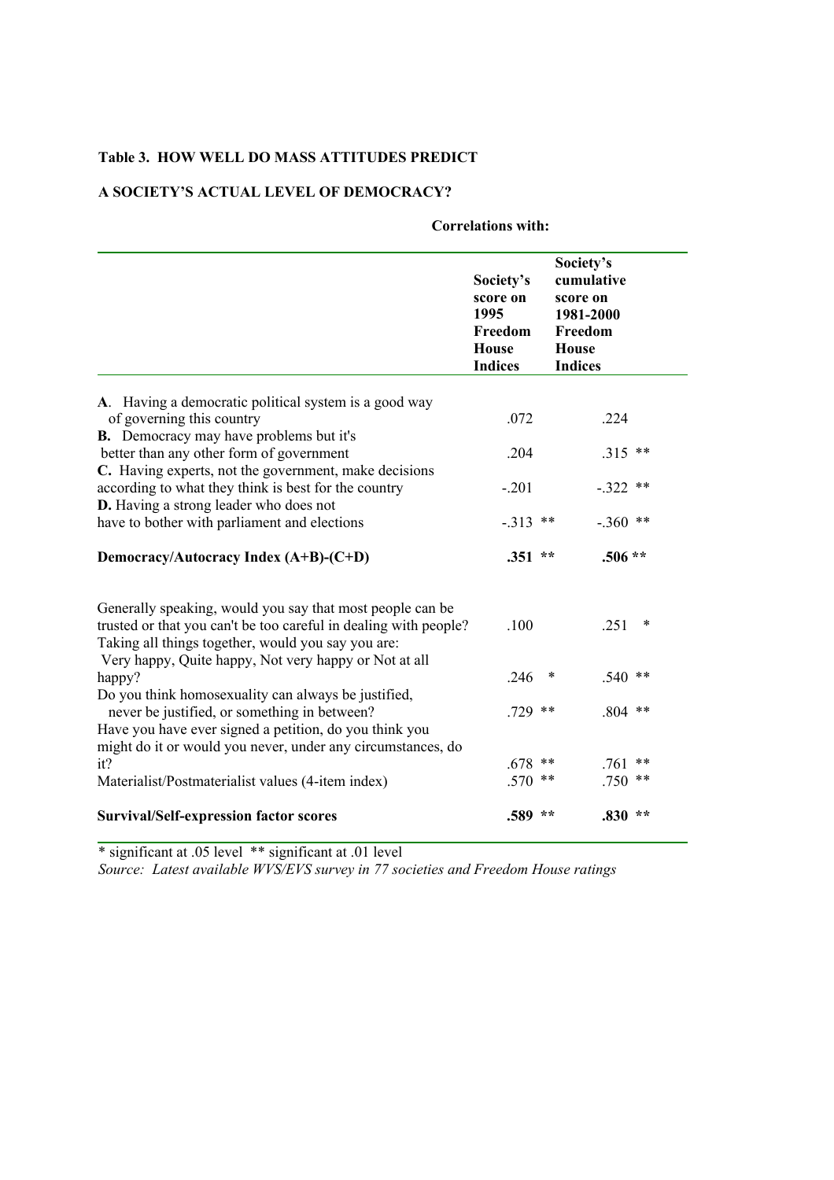**Table 3. HOW WELL DO MASS ATTITUDES PREDICT**

**A SOCIETY'S ACTUAL LEVEL OF DEMOCRACY?**

| | Correlations with: | |
|---|---|---|
| | **Society's score on 1995 Freedom House Indices** | **Society's cumulative score on 1981-2000 Freedom House Indices** |
| **A**. Having a democratic political system is a good way of governing this country | .072 | .224 |
| **B.** Democracy may have problems but it's better than any other form of government | .204 | .315 ** |
| **C.** Having experts, not the government, make decisions according to what they think is best for the country | -.201 | -.322 ** |
| **D.** Having a strong leader who does not have to bother with parliament and elections | -.313 ** | -.360 ** |
| **Democracy/Autocracy Index (A+B)-(C+D)** | **.351 \*\*** | **.506 \*\*** |
| Generally speaking, would you say that most people can be trusted or that you can't be too careful in dealing with people? | .100 | .251 * |
| Taking all things together, would you say you are: Very happy, Quite happy, Not very happy or Not at all happy? | .246 * | .540 ** |
| Do you think homosexuality can always be justified, never be justified, or something in between? | .729 ** | .804 ** |
| Have you have ever signed a petition, do you think you might do it or would you never, under any circumstances, do it? | .678 ** | .761 ** |
| Materialist/Postmaterialist values (4-item index) | .570 ** | .750 ** |
| **Survival/Self-expression factor scores** | **.589 \*\*** | **.830 \*\*** |

\* significant at .05 level  ** significant at .01 level

*Source: Latest available WVS/EVS survey in 77 societies and Freedom House ratings*